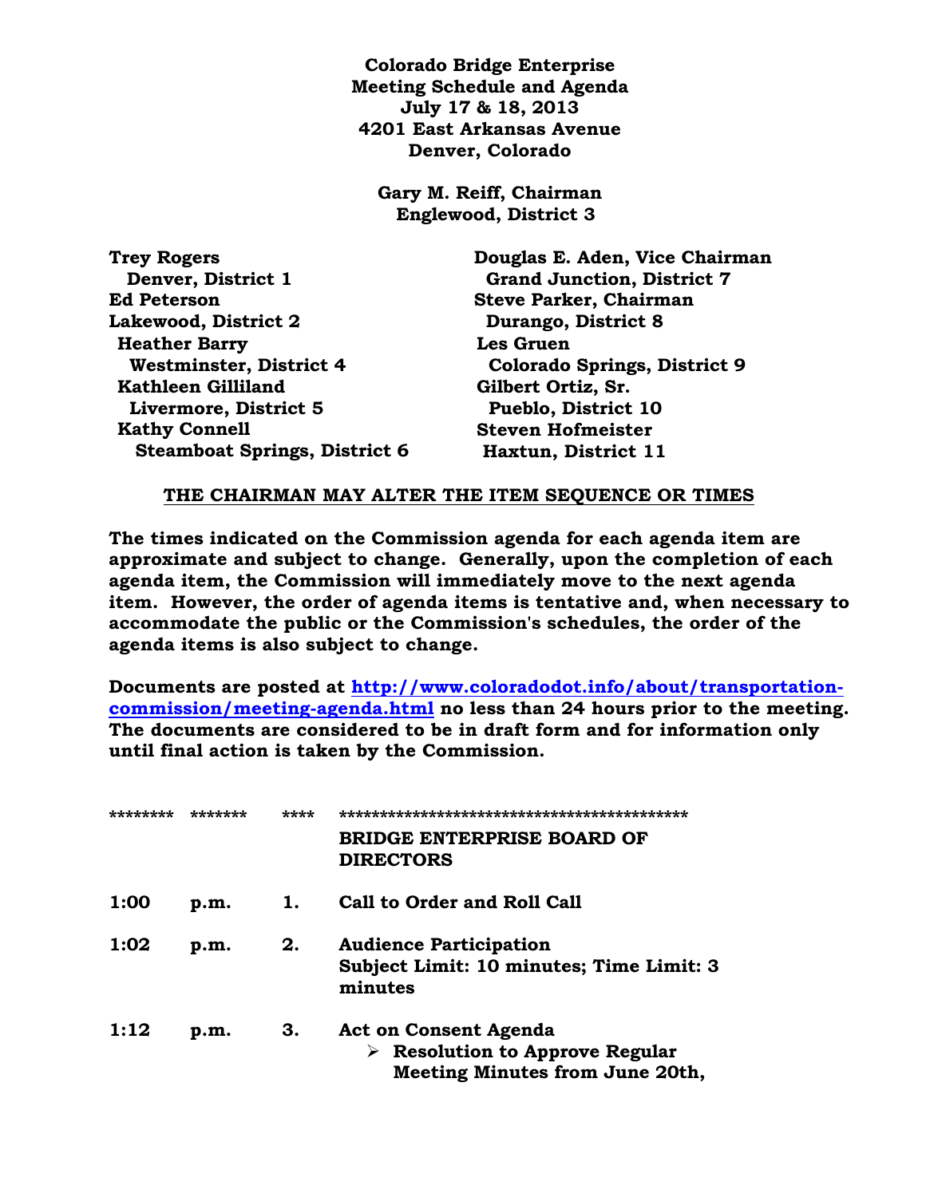**Colorado Bridge Enterprise**
**Meeting Schedule and Agenda**
**July 17 & 18, 2013**
**4201 East Arkansas Avenue**
**Denver, Colorado**

**Gary M. Reiff, Chairman**
**Englewood, District 3**

| | |
|---|---|
| **Trey Rogers** Denver, District 1 | **Douglas E. Aden, Vice Chairman** Grand Junction, District 7 |
| **Ed Peterson** Lakewood, District 2 | **Steve Parker, Chairman** Durango, District 8 |
| **Heather Barry** Westminster, District 4 | **Les Gruen** Colorado Springs, District 9 |
| **Kathleen Gilliland** Livermore, District 5 | **Gilbert Ortiz, Sr.** Pueblo, District 10 |
| **Kathy Connell** Steamboat Springs, District 6 | **Steven Hofmeister** Haxtun, District 11 |

**THE CHAIRMAN MAY ALTER THE ITEM SEQUENCE OR TIMES**

**The times indicated on the Commission agenda for each agenda item are approximate and subject to change. Generally, upon the completion of each agenda item, the Commission will immediately move to the next agenda item. However, the order of agenda items is tentative and, when necessary to accommodate the public or the Commission's schedules, the order of the agenda items is also subject to change.**

**Documents are posted at [http://www.coloradodot.info/about/transportation-commission/meeting-agenda.html](http://www.coloradodot.info/about/transportation-commission/meeting-agenda.html) no less than 24 hours prior to the meeting. The documents are considered to be in draft form and for information only until final action is taken by the Commission.**

******** ******* **** ********************************************

**BRIDGE ENTERPRISE BOARD OF DIRECTORS**

| | | | |
|---|---|---|---|
| **1:00** | **p.m.** | **1.** | **Call to Order and Roll Call** |
| **1:02** | **p.m.** | **2.** | **Audience Participation**<br>**Subject Limit: 10 minutes; Time Limit: 3 minutes** |
| **1:12** | **p.m.** | **3.** | **Act on Consent Agenda**<br>➢ **Resolution to Approve Regular Meeting Minutes from June 20th,** |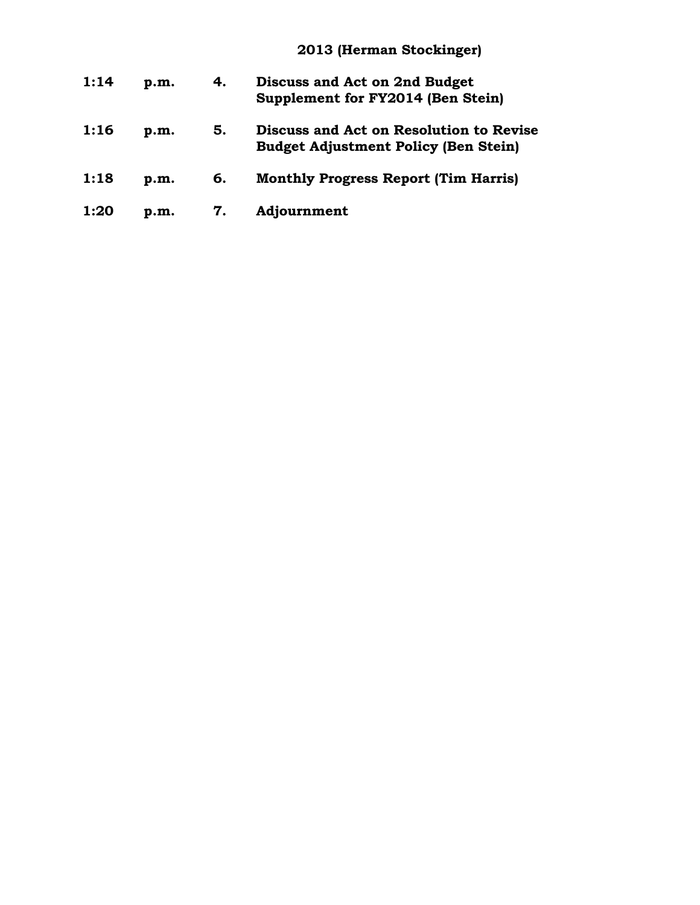**2013 (Herman Stockinger)**

| | | | |
|---|---|---|---|
| **1:14** | **p.m.** | **4.** | **Discuss and Act on 2nd Budget Supplement for FY2014 (Ben Stein)** |
| **1:16** | **p.m.** | **5.** | **Discuss and Act on Resolution to Revise Budget Adjustment Policy (Ben Stein)** |
| **1:18** | **p.m.** | **6.** | **Monthly Progress Report (Tim Harris)** |
| **1:20** | **p.m.** | **7.** | **Adjournment** |